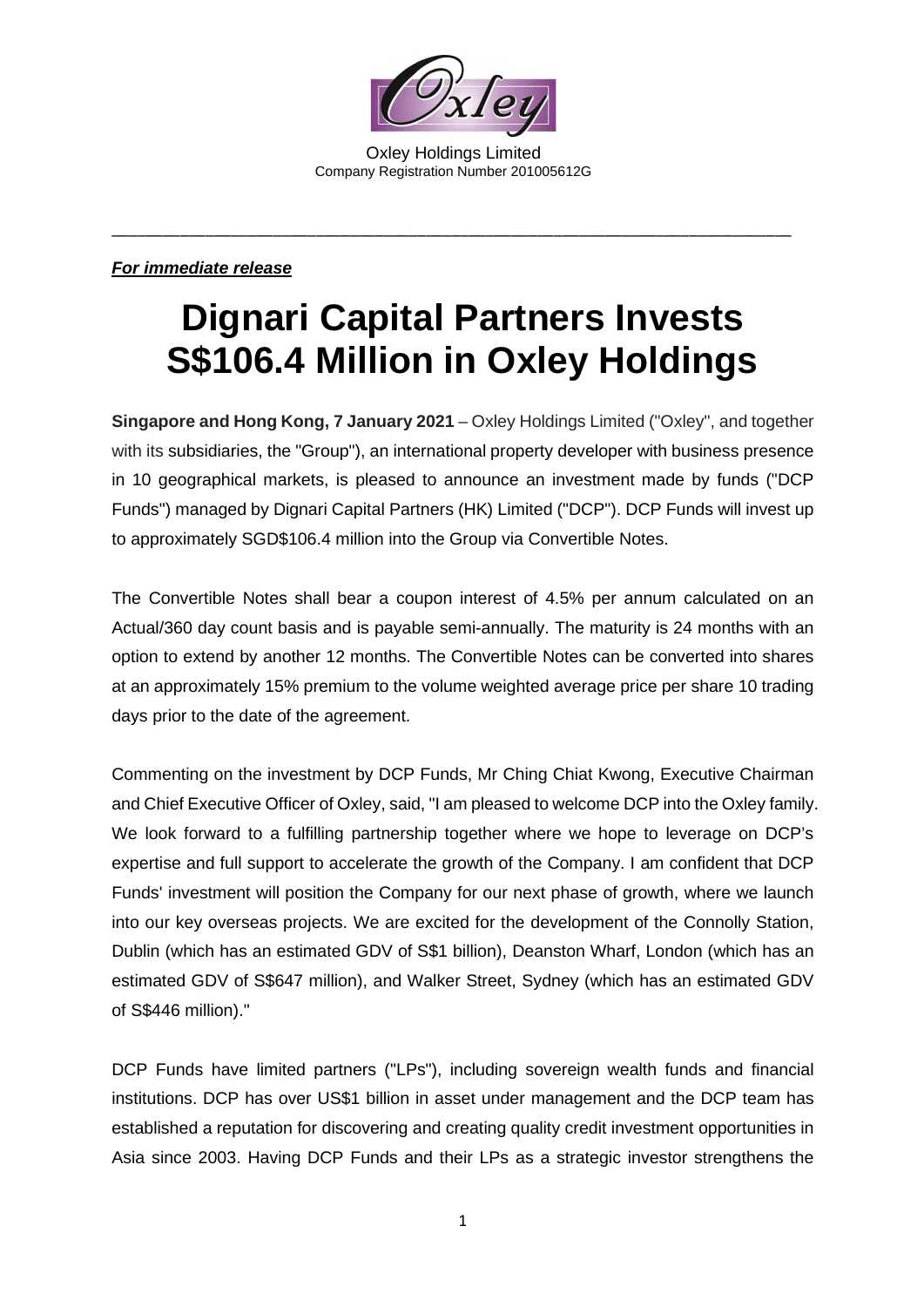Oxley Holdings Limited
Company Registration Number 201005612G

***For immediate release***

# Dignari Capital Partners Invests S$106.4 Million in Oxley Holdings

**Singapore and Hong Kong, 7 January 2021** – Oxley Holdings Limited ("Oxley", and together with its subsidiaries, the "Group"), an international property developer with business presence in 10 geographical markets, is pleased to announce an investment made by funds ("DCP Funds") managed by Dignari Capital Partners (HK) Limited ("DCP"). DCP Funds will invest up to approximately SGD$106.4 million into the Group via Convertible Notes.

The Convertible Notes shall bear a coupon interest of 4.5% per annum calculated on an Actual/360 day count basis and is payable semi-annually. The maturity is 24 months with an option to extend by another 12 months. The Convertible Notes can be converted into shares at an approximately 15% premium to the volume weighted average price per share 10 trading days prior to the date of the agreement.

Commenting on the investment by DCP Funds, Mr Ching Chiat Kwong, Executive Chairman and Chief Executive Officer of Oxley, said, "I am pleased to welcome DCP into the Oxley family. We look forward to a fulfilling partnership together where we hope to leverage on DCP's expertise and full support to accelerate the growth of the Company. I am confident that DCP Funds' investment will position the Company for our next phase of growth, where we launch into our key overseas projects. We are excited for the development of the Connolly Station, Dublin (which has an estimated GDV of S$1 billion), Deanston Wharf, London (which has an estimated GDV of S$647 million), and Walker Street, Sydney (which has an estimated GDV of S$446 million)."

DCP Funds have limited partners ("LPs"), including sovereign wealth funds and financial institutions. DCP has over US$1 billion in asset under management and the DCP team has established a reputation for discovering and creating quality credit investment opportunities in Asia since 2003. Having DCP Funds and their LPs as a strategic investor strengthens the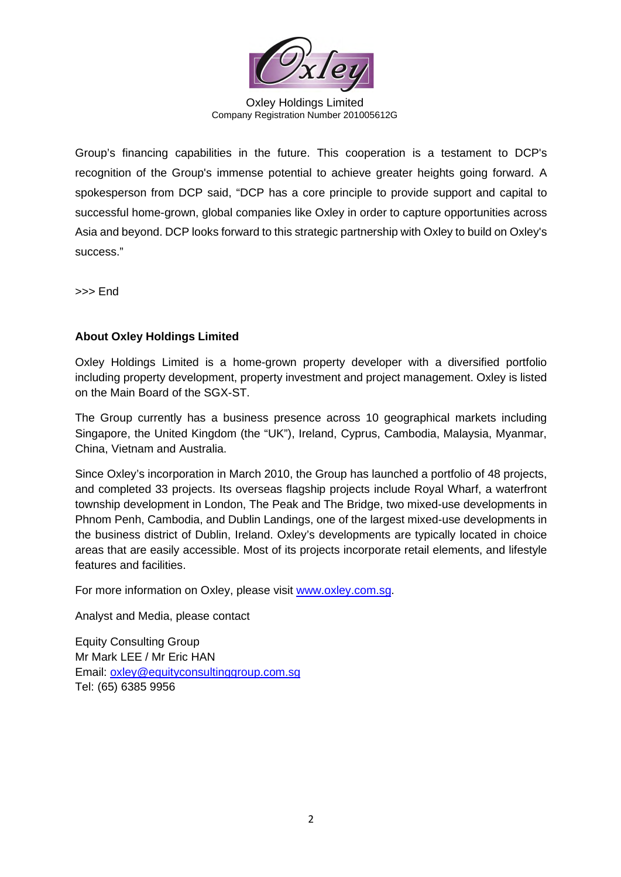Group's financing capabilities in the future. This cooperation is a testament to DCP's recognition of the Group's immense potential to achieve greater heights going forward. A spokesperson from DCP said, "DCP has a core principle to provide support and capital to successful home-grown, global companies like Oxley in order to capture opportunities across Asia and beyond. DCP looks forward to this strategic partnership with Oxley to build on Oxley's success."

>>> End

**About Oxley Holdings Limited**

Oxley Holdings Limited is a home-grown property developer with a diversified portfolio including property development, property investment and project management. Oxley is listed on the Main Board of the SGX-ST.

The Group currently has a business presence across 10 geographical markets including Singapore, the United Kingdom (the "UK"), Ireland, Cyprus, Cambodia, Malaysia, Myanmar, China, Vietnam and Australia.

Since Oxley's incorporation in March 2010, the Group has launched a portfolio of 48 projects, and completed 33 projects. Its overseas flagship projects include Royal Wharf, a waterfront township development in London, The Peak and The Bridge, two mixed-use developments in Phnom Penh, Cambodia, and Dublin Landings, one of the largest mixed-use developments in the business district of Dublin, Ireland. Oxley's developments are typically located in choice areas that are easily accessible. Most of its projects incorporate retail elements, and lifestyle features and facilities.

For more information on Oxley, please visit [www.oxley.com.sg](http://www.oxley.com.sg).

Analyst and Media, please contact

Equity Consulting Group
Mr Mark LEE / Mr Eric HAN
Email: [oxley@equityconsultinggroup.com.sg](mailto:oxley@equityconsultinggroup.com.sg)
Tel: (65) 6385 9956